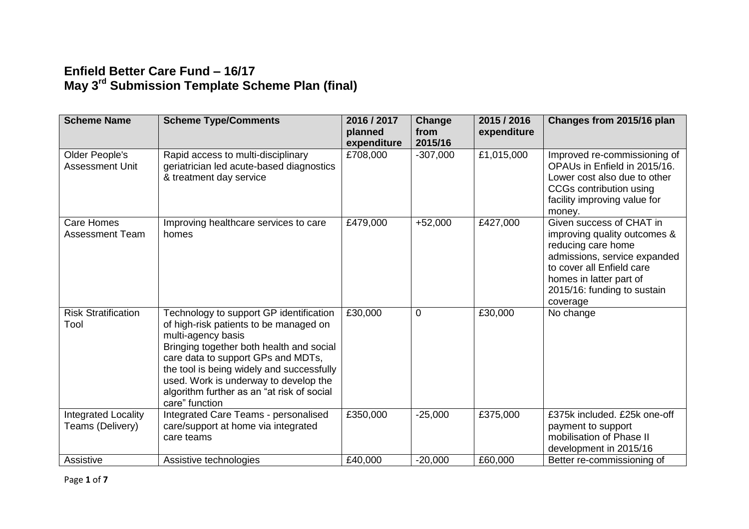# Enfield Better Care Fund – 16/17
# May 3rd Submission Template Scheme Plan (final)

| Scheme Name | Scheme Type/Comments | 2016 / 2017 planned expenditure | Change from 2015/16 | 2015 / 2016 expenditure | Changes from 2015/16 plan |
|---|---|---|---|---|---|
| Older People's Assessment Unit | Rapid access to multi-disciplinary geriatrician led acute-based diagnostics & treatment day service | £708,000 | -307,000 | £1,015,000 | Improved re-commissioning of OPAUs in Enfield in 2015/16. Lower cost also due to other CCGs contribution using facility improving value for money. |
| Care Homes Assessment Team | Improving healthcare services to care homes | £479,000 | +52,000 | £427,000 | Given success of CHAT in improving quality outcomes & reducing care home admissions, service expanded to cover all Enfield care homes in latter part of 2015/16: funding to sustain coverage |
| Risk Stratification Tool | Technology to support GP identification of high-risk patients to be managed on multi-agency basis<br>Bringing together both health and social care data to support GPs and MDTs, the tool is being widely and successfully used. Work is underway to develop the algorithm further as an "at risk of social care" function | £30,000 | 0 | £30,000 | No change |
| Integrated Locality Teams (Delivery) | Integrated Care Teams - personalised care/support at home via integrated care teams | £350,000 | -25,000 | £375,000 | £375k included. £25k one-off payment to support mobilisation of Phase II development in 2015/16 |
| Assistive | Assistive technologies | £40,000 | -20,000 | £60,000 | Better re-commissioning of |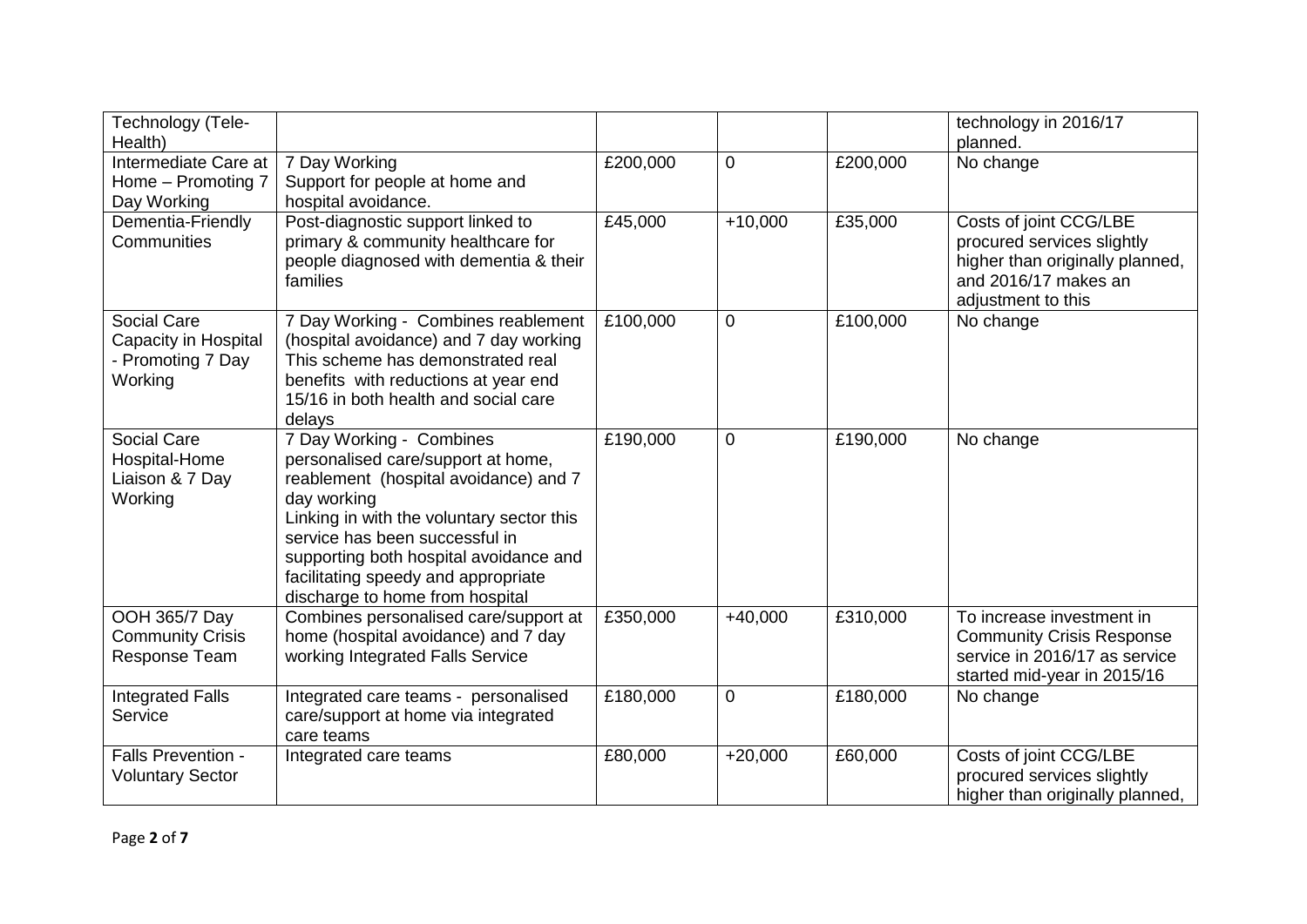| | | | | | |
|---|---|---|---|---|---|
| Technology (Tele-Health) | | | | | technology in 2016/17 planned. |
| Intermediate Care at Home – Promoting 7 Day Working | 7 Day Working<br>Support for people at home and hospital avoidance. | £200,000 | 0 | £200,000 | No change |
| Dementia-Friendly Communities | Post-diagnostic support linked to primary & community healthcare for people diagnosed with dementia & their families | £45,000 | +10,000 | £35,000 | Costs of joint CCG/LBE procured services slightly higher than originally planned, and 2016/17 makes an adjustment to this |
| Social Care Capacity in Hospital - Promoting 7 Day Working | 7 Day Working - Combines reablement (hospital avoidance) and 7 day working This scheme has demonstrated real benefits with reductions at year end 15/16 in both health and social care delays | £100,000 | 0 | £100,000 | No change |
| Social Care Hospital-Home Liaison & 7 Day Working | 7 Day Working - Combines personalised care/support at home, reablement (hospital avoidance) and 7 day working<br>Linking in with the voluntary sector this service has been successful in supporting both hospital avoidance and facilitating speedy and appropriate discharge to home from hospital | £190,000 | 0 | £190,000 | No change |
| OOH 365/7 Day Community Crisis Response Team | Combines personalised care/support at home (hospital avoidance) and 7 day working Integrated Falls Service | £350,000 | +40,000 | £310,000 | To increase investment in Community Crisis Response service in 2016/17 as service started mid-year in 2015/16 |
| Integrated Falls Service | Integrated care teams - personalised care/support at home via integrated care teams | £180,000 | 0 | £180,000 | No change |
| Falls Prevention - Voluntary Sector | Integrated care teams | £80,000 | +20,000 | £60,000 | Costs of joint CCG/LBE procured services slightly higher than originally planned, |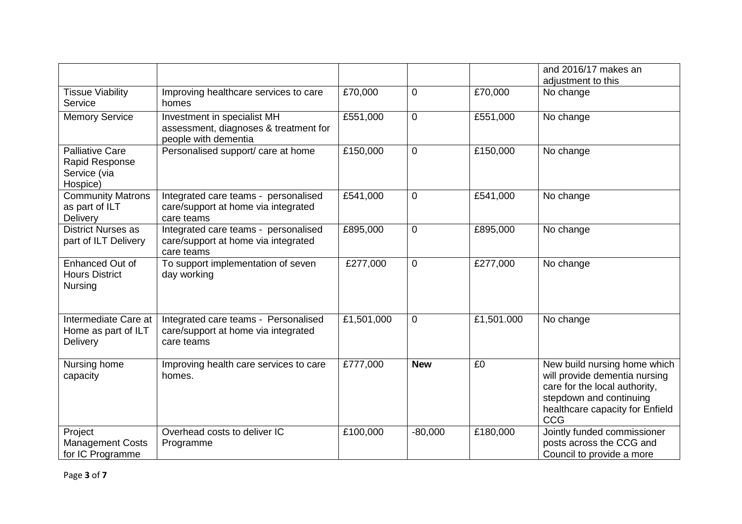| | | | | | |
|---|---|---|---|---|---|
| | | | | | and 2016/17 makes an adjustment to this |
| Tissue Viability Service | Improving healthcare services to care homes | £70,000 | 0 | £70,000 | No change |
| Memory Service | Investment in specialist MH assessment, diagnoses & treatment for people with dementia | £551,000 | 0 | £551,000 | No change |
| Palliative Care Rapid Response Service (via Hospice) | Personalised support/ care at home | £150,000 | 0 | £150,000 | No change |
| Community Matrons as part of ILT Delivery | Integrated care teams - personalised care/support at home via integrated care teams | £541,000 | 0 | £541,000 | No change |
| District Nurses as part of ILT Delivery | Integrated care teams - personalised care/support at home via integrated care teams | £895,000 | 0 | £895,000 | No change |
| Enhanced Out of Hours District Nursing | To support implementation of seven day working | £277,000 | 0 | £277,000 | No change |
| Intermediate Care at Home as part of ILT Delivery | Integrated care teams - Personalised care/support at home via integrated care teams | £1,501,000 | 0 | £1,501.000 | No change |
| Nursing home capacity | Improving health care services to care homes. | £777,000 | **New** | £0 | New build nursing home which will provide dementia nursing care for the local authority, stepdown and continuing healthcare capacity for Enfield CCG |
| Project Management Costs for IC Programme | Overhead costs to deliver IC Programme | £100,000 | -80,000 | £180,000 | Jointly funded commissioner posts across the CCG and Council to provide a more |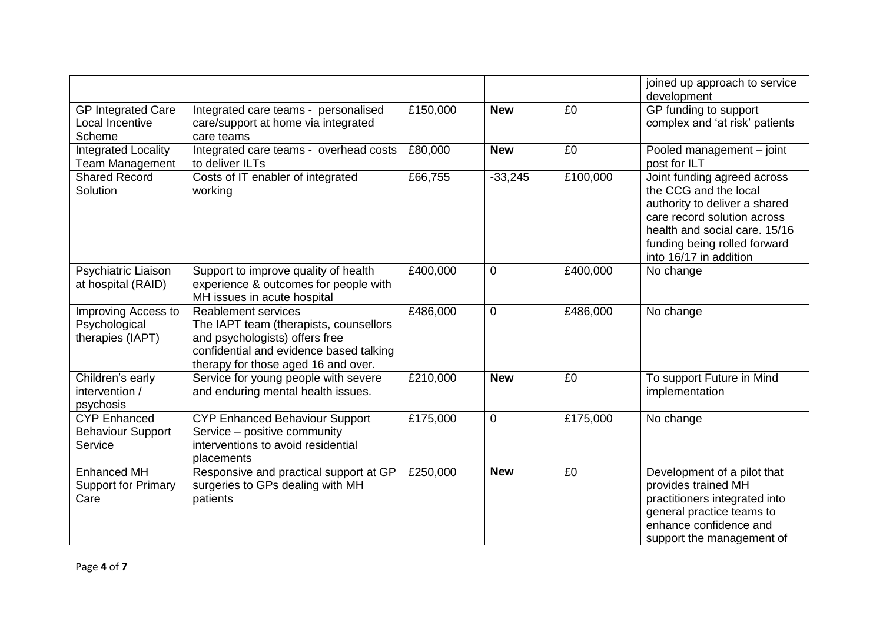| | | | | | |
|---|---|---|---|---|---|
| | | | | | joined up approach to service development |
| GP Integrated Care Local Incentive Scheme | Integrated care teams - personalised care/support at home via integrated care teams | £150,000 | **New** | £0 | GP funding to support complex and 'at risk' patients |
| Integrated Locality Team Management | Integrated care teams - overhead costs to deliver ILTs | £80,000 | **New** | £0 | Pooled management – joint post for ILT |
| Shared Record Solution | Costs of IT enabler of integrated working | £66,755 | -33,245 | £100,000 | Joint funding agreed across the CCG and the local authority to deliver a shared care record solution across health and social care. 15/16 funding being rolled forward into 16/17 in addition |
| Psychiatric Liaison at hospital (RAID) | Support to improve quality of health experience & outcomes for people with MH issues in acute hospital | £400,000 | 0 | £400,000 | No change |
| Improving Access to Psychological therapies (IAPT) | Reablement services The IAPT team (therapists, counsellors and psychologists) offers free confidential and evidence based talking therapy for those aged 16 and over. | £486,000 | 0 | £486,000 | No change |
| Children's early intervention / psychosis | Service for young people with severe and enduring mental health issues. | £210,000 | **New** | £0 | To support Future in Mind implementation |
| CYP Enhanced Behaviour Support Service | CYP Enhanced Behaviour Support Service – positive community interventions to avoid residential placements | £175,000 | 0 | £175,000 | No change |
| Enhanced MH Support for Primary Care | Responsive and practical support at GP surgeries to GPs dealing with MH patients | £250,000 | **New** | £0 | Development of a pilot that provides trained MH practitioners integrated into general practice teams to enhance confidence and support the management of |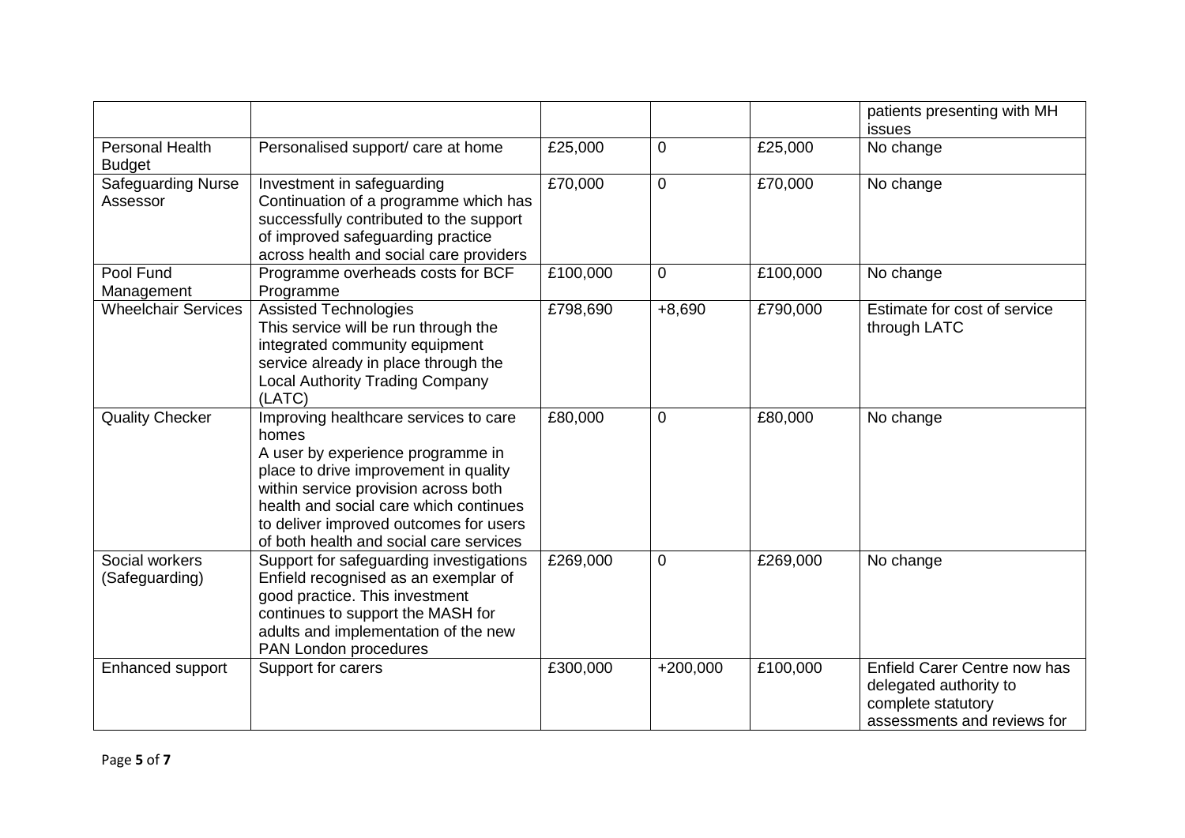| | | | | | |
|---|---|---|---|---|---|
| | | | | | patients presenting with MH issues |
| Personal Health Budget | Personalised support/ care at home | £25,000 | 0 | £25,000 | No change |
| Safeguarding Nurse Assessor | Investment in safeguarding<br>Continuation of a programme which has successfully contributed to the support of improved safeguarding practice across health and social care providers | £70,000 | 0 | £70,000 | No change |
| Pool Fund Management | Programme overheads costs for BCF Programme | £100,000 | 0 | £100,000 | No change |
| Wheelchair Services | Assisted Technologies<br>This service will be run through the integrated community equipment service already in place through the Local Authority Trading Company (LATC) | £798,690 | +8,690 | £790,000 | Estimate for cost of service through LATC |
| Quality Checker | Improving healthcare services to care homes<br>A user by experience programme in place to drive improvement in quality within service provision across both health and social care which continues to deliver improved outcomes for users of both health and social care services | £80,000 | 0 | £80,000 | No change |
| Social workers (Safeguarding) | Support for safeguarding investigations<br>Enfield recognised as an exemplar of good practice. This investment continues to support the MASH for adults and implementation of the new PAN London procedures | £269,000 | 0 | £269,000 | No change |
| Enhanced support | Support for carers | £300,000 | +200,000 | £100,000 | Enfield Carer Centre now has delegated authority to complete statutory assessments and reviews for |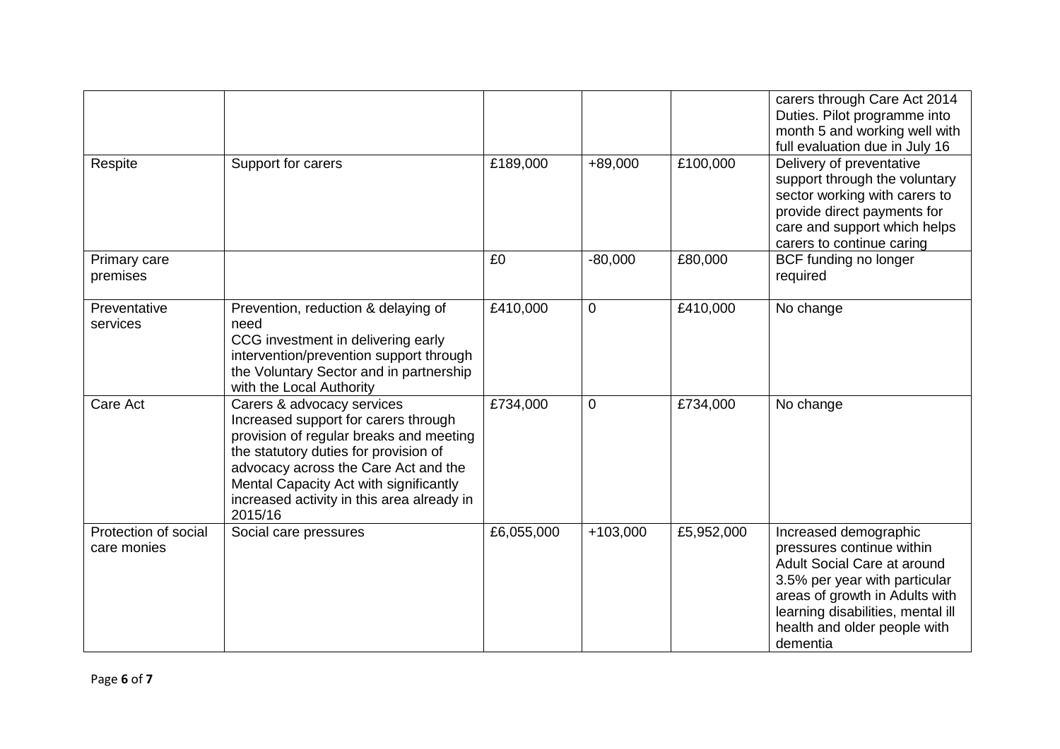| | | | | | |
|---|---|---|---|---|---|
| | | | | | carers through Care Act 2014 Duties. Pilot programme into month 5 and working well with full evaluation due in July 16 |
| Respite | Support for carers | £189,000 | +89,000 | £100,000 | Delivery of preventative support through the voluntary sector working with carers to provide direct payments for care and support which helps carers to continue caring |
| Primary care premises | | £0 | -80,000 | £80,000 | BCF funding no longer required |
| Preventative services | Prevention, reduction & delaying of need<br>CCG investment in delivering early intervention/prevention support through the Voluntary Sector and in partnership with the Local Authority | £410,000 | 0 | £410,000 | No change |
| Care Act | Carers & advocacy services<br>Increased support for carers through provision of regular breaks and meeting the statutory duties for provision of advocacy across the Care Act and the Mental Capacity Act with significantly increased activity in this area already in 2015/16 | £734,000 | 0 | £734,000 | No change |
| Protection of social care monies | Social care pressures | £6,055,000 | +103,000 | £5,952,000 | Increased demographic pressures continue within Adult Social Care at around 3.5% per year with particular areas of growth in Adults with learning disabilities, mental ill health and older people with dementia |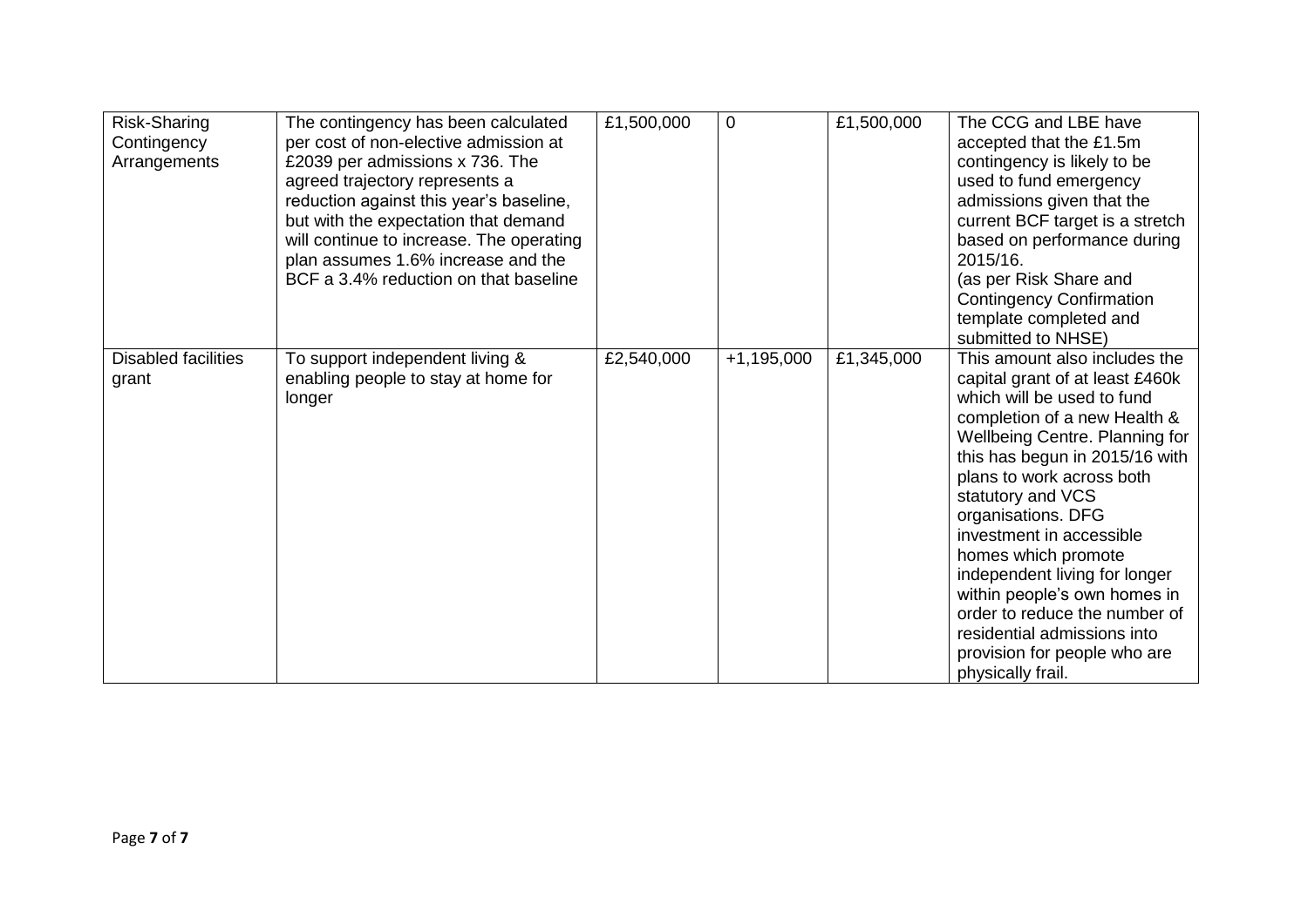| | | | | | |
|---|---|---|---|---|---|
| Risk-Sharing Contingency Arrangements | The contingency has been calculated per cost of non-elective admission at £2039 per admissions x 736. The agreed trajectory represents a reduction against this year's baseline, but with the expectation that demand will continue to increase. The operating plan assumes 1.6% increase and the BCF a 3.4% reduction on that baseline | £1,500,000 | 0 | £1,500,000 | The CCG and LBE have accepted that the £1.5m contingency is likely to be used to fund emergency admissions given that the current BCF target is a stretch based on performance during 2015/16. (as per Risk Share and Contingency Confirmation template completed and submitted to NHSE) |
| Disabled facilities grant | To support independent living & enabling people to stay at home for longer | £2,540,000 | +1,195,000 | £1,345,000 | This amount also includes the capital grant of at least £460k which will be used to fund completion of a new Health & Wellbeing Centre. Planning for this has begun in 2015/16 with plans to work across both statutory and VCS organisations. DFG investment in accessible homes which promote independent living for longer within people's own homes in order to reduce the number of residential admissions into provision for people who are physically frail. |